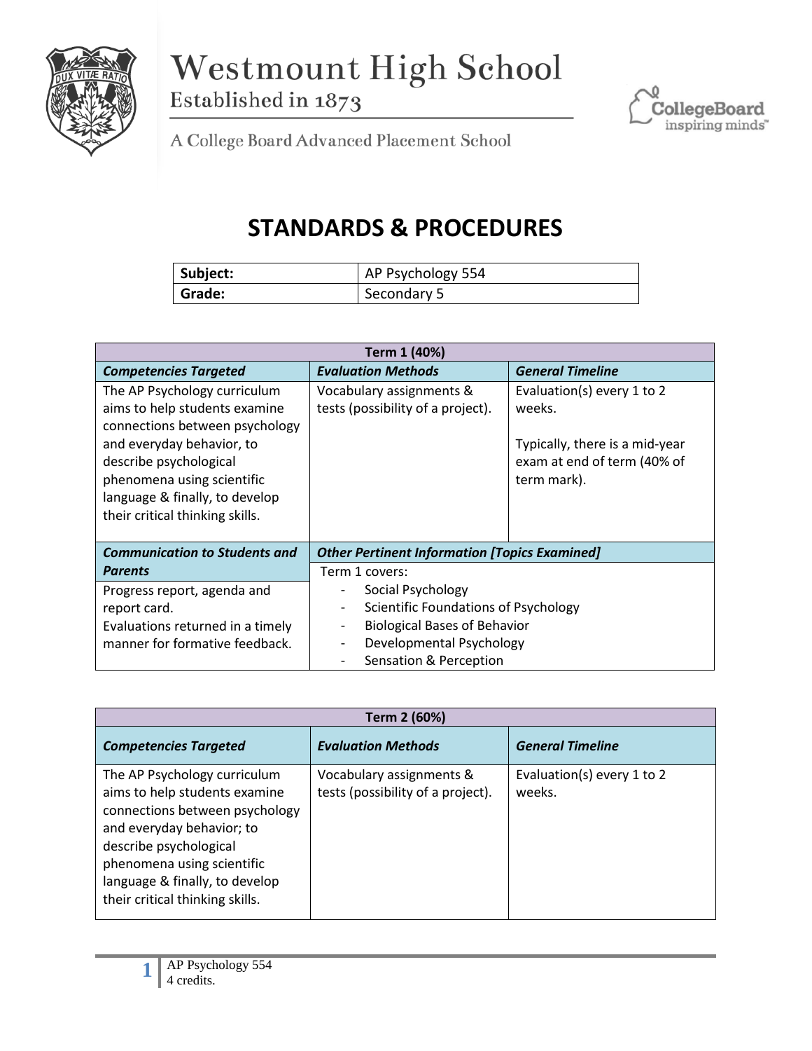# Westmount High School

Established in 1873

A College Board Advanced Placement School

## STANDARDS & PROCEDURES

| Subject: | AP Psychology 554 |
| --- | --- |
| Grade: | Secondary 5 |

| Term 1 (40%) | | |
| --- | --- | --- |
| ***Competencies Targeted*** | ***Evaluation Methods*** | ***General Timeline*** |
| The AP Psychology curriculum aims to help students examine connections between psychology and everyday behavior, to describe psychological phenomena using scientific language & finally, to develop their critical thinking skills. | Vocabulary assignments & tests (possibility of a project). | Evaluation(s) every 1 to 2 weeks.<br><br>Typically, there is a mid-year exam at end of term (40% of term mark). |
| ***Communication to Students and Parents*** | ***Other Pertinent Information [Topics Examined]*** | |
| Progress report, agenda and report card.<br>Evaluations returned in a timely manner for formative feedback. | Term 1 covers:<br>- Social Psychology<br>- Scientific Foundations of Psychology<br>- Biological Bases of Behavior<br>- Developmental Psychology<br>- Sensation & Perception | |

| Term 2 (60%) | | |
| --- | --- | --- |
| ***Competencies Targeted*** | ***Evaluation Methods*** | ***General Timeline*** |
| The AP Psychology curriculum aims to help students examine connections between psychology and everyday behavior; to describe psychological phenomena using scientific language & finally, to develop their critical thinking skills. | Vocabulary assignments & tests (possibility of a project). | Evaluation(s) every 1 to 2 weeks. |

AP Psychology 554
4 credits.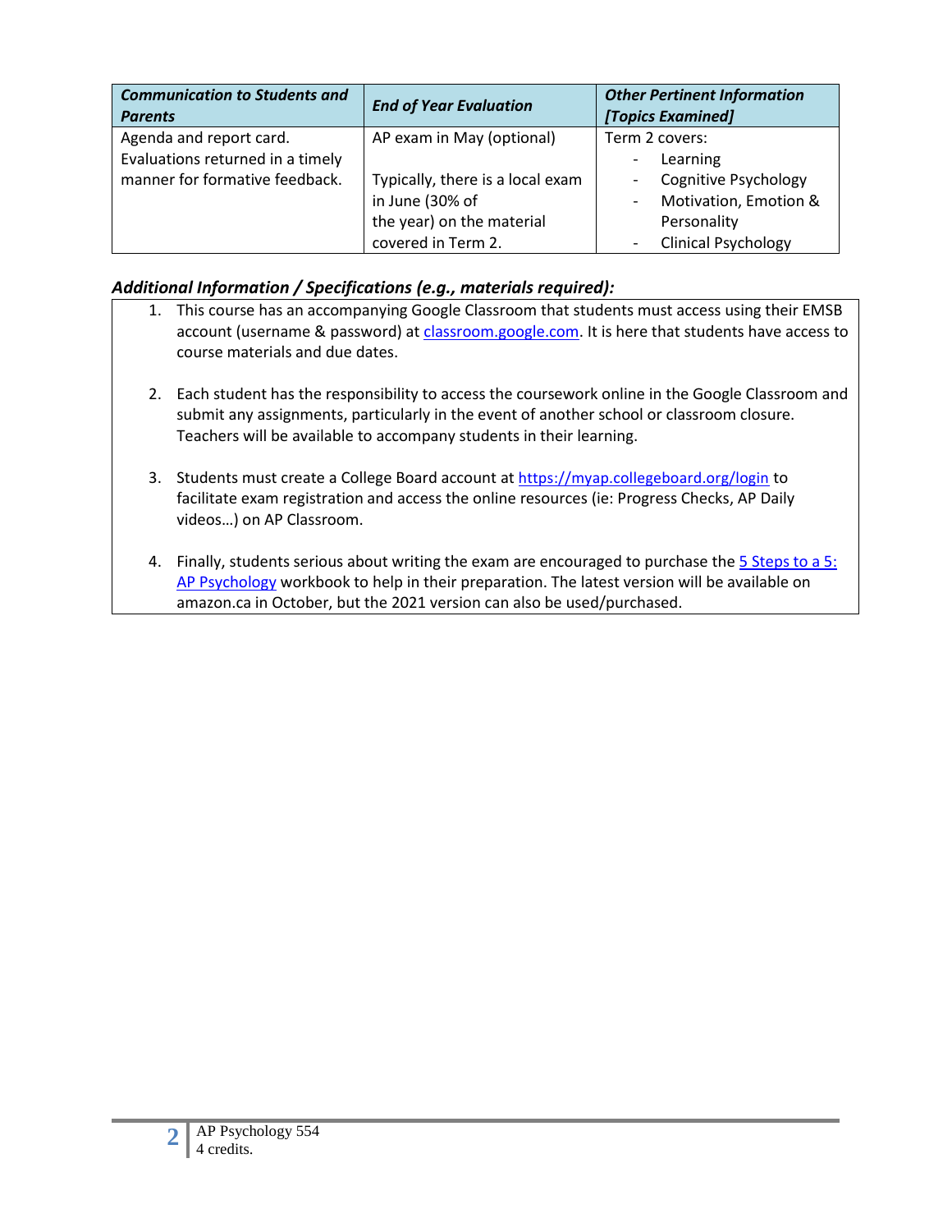| *Communication to Students and Parents* | *End of Year Evaluation* | *Other Pertinent Information [Topics Examined]* |
|---|---|---|
| Agenda and report card. Evaluations returned in a timely manner for formative feedback. | AP exam in May (optional)<br><br>Typically, there is a local exam in June (30% of the year) on the material covered in Term 2. | Term 2 covers:<br>- Learning<br>- Cognitive Psychology<br>- Motivation, Emotion & Personality<br>- Clinical Psychology |

### *Additional Information / Specifications (e.g., materials required):*

1. This course has an accompanying Google Classroom that students must access using their EMSB account (username & password) at classroom.google.com. It is here that students have access to course materials and due dates.

2. Each student has the responsibility to access the coursework online in the Google Classroom and submit any assignments, particularly in the event of another school or classroom closure. Teachers will be available to accompany students in their learning.

3. Students must create a College Board account at https://myap.collegeboard.org/login to facilitate exam registration and access the online resources (ie: Progress Checks, AP Daily videos…) on AP Classroom.

4. Finally, students serious about writing the exam are encouraged to purchase the 5 Steps to a 5: AP Psychology workbook to help in their preparation. The latest version will be available on amazon.ca in October, but the 2021 version can also be used/purchased.